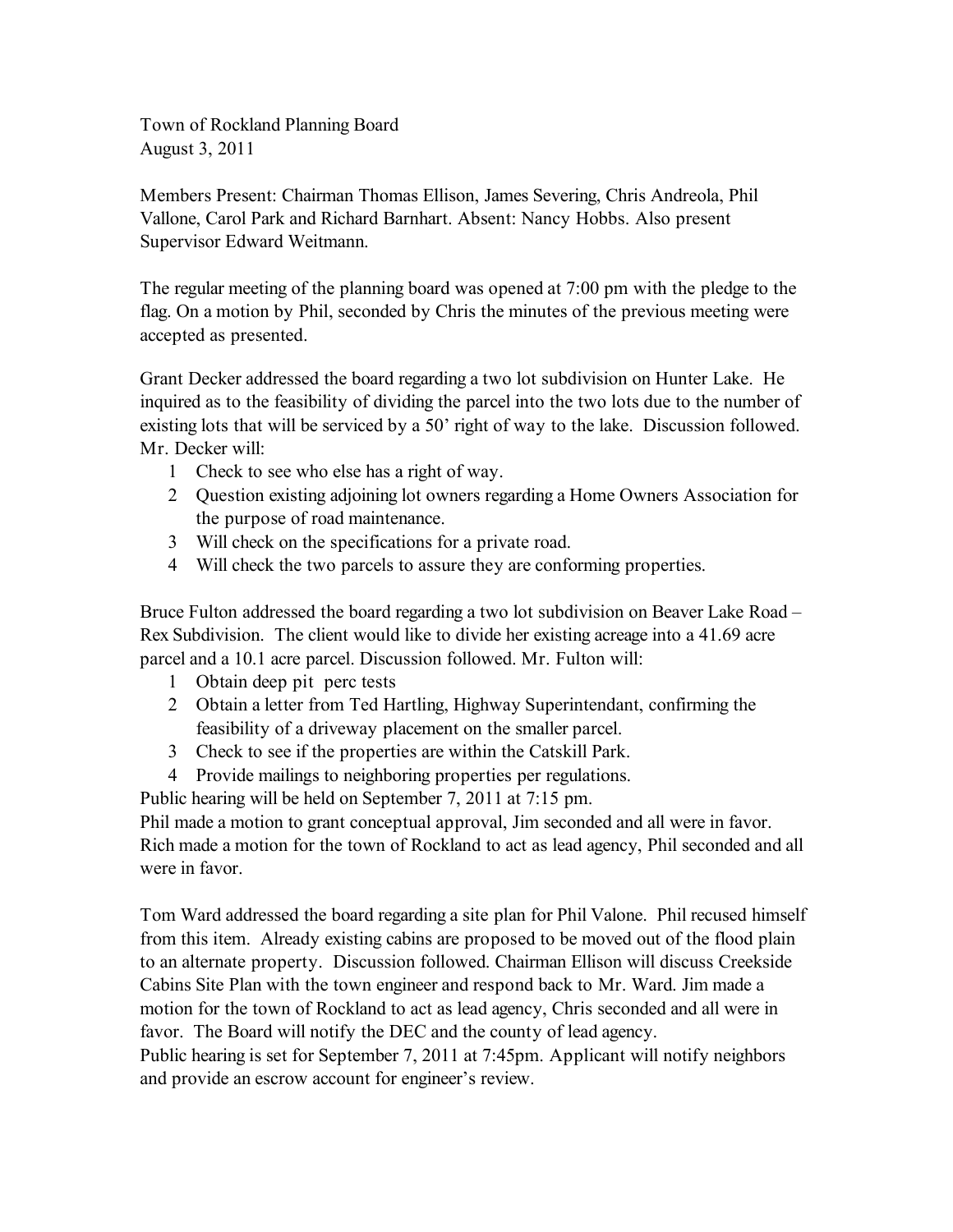Town of Rockland Planning Board
August 3, 2011

Members Present: Chairman Thomas Ellison, James Severing, Chris Andreola, Phil Vallone, Carol Park and Richard Barnhart. Absent: Nancy Hobbs. Also present Supervisor Edward Weitmann.

The regular meeting of the planning board was opened at 7:00 pm with the pledge to the flag. On a motion by Phil, seconded by Chris the minutes of the previous meeting were accepted as presented.

Grant Decker addressed the board regarding a two lot subdivision on Hunter Lake. He inquired as to the feasibility of dividing the parcel into the two lots due to the number of existing lots that will be serviced by a 50' right of way to the lake. Discussion followed. Mr. Decker will:

1. Check to see who else has a right of way.
2. Question existing adjoining lot owners regarding a Home Owners Association for the purpose of road maintenance.
3. Will check on the specifications for a private road.
4. Will check the two parcels to assure they are conforming properties.

Bruce Fulton addressed the board regarding a two lot subdivision on Beaver Lake Road – Rex Subdivision. The client would like to divide her existing acreage into a 41.69 acre parcel and a 10.1 acre parcel. Discussion followed. Mr. Fulton will:

1. Obtain deep pit perc tests
2. Obtain a letter from Ted Hartling, Highway Superintendant, confirming the feasibility of a driveway placement on the smaller parcel.
3. Check to see if the properties are within the Catskill Park.
4. Provide mailings to neighboring properties per regulations.

Public hearing will be held on September 7, 2011 at 7:15 pm.
Phil made a motion to grant conceptual approval, Jim seconded and all were in favor. Rich made a motion for the town of Rockland to act as lead agency, Phil seconded and all were in favor.

Tom Ward addressed the board regarding a site plan for Phil Valone. Phil recused himself from this item. Already existing cabins are proposed to be moved out of the flood plain to an alternate property. Discussion followed. Chairman Ellison will discuss Creekside Cabins Site Plan with the town engineer and respond back to Mr. Ward. Jim made a motion for the town of Rockland to act as lead agency, Chris seconded and all were in favor. The Board will notify the DEC and the county of lead agency.
Public hearing is set for September 7, 2011 at 7:45pm. Applicant will notify neighbors and provide an escrow account for engineer's review.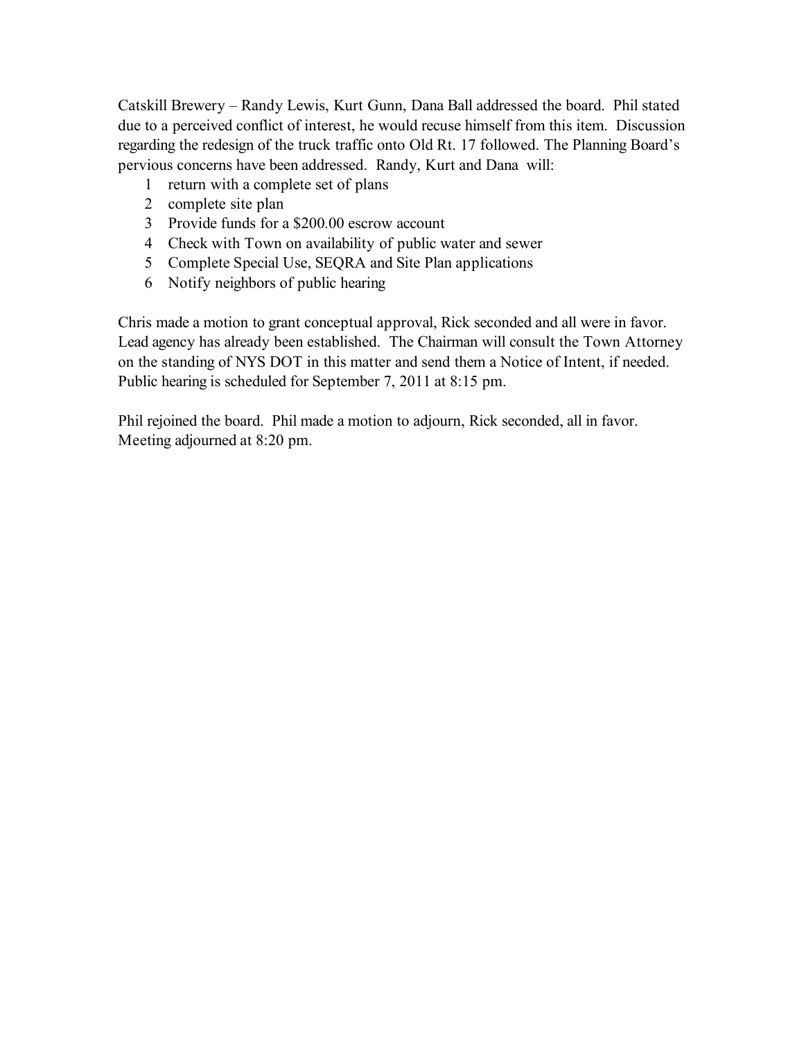Catskill Brewery – Randy Lewis, Kurt Gunn, Dana Ball addressed the board. Phil stated due to a perceived conflict of interest, he would recuse himself from this item. Discussion regarding the redesign of the truck traffic onto Old Rt. 17 followed. The Planning Board's pervious concerns have been addressed. Randy, Kurt and Dana will:

1. return with a complete set of plans
2. complete site plan
3. Provide funds for a $200.00 escrow account
4. Check with Town on availability of public water and sewer
5. Complete Special Use, SEQRA and Site Plan applications
6. Notify neighbors of public hearing

Chris made a motion to grant conceptual approval, Rick seconded and all were in favor. Lead agency has already been established. The Chairman will consult the Town Attorney on the standing of NYS DOT in this matter and send them a Notice of Intent, if needed. Public hearing is scheduled for September 7, 2011 at 8:15 pm.

Phil rejoined the board. Phil made a motion to adjourn, Rick seconded, all in favor. Meeting adjourned at 8:20 pm.